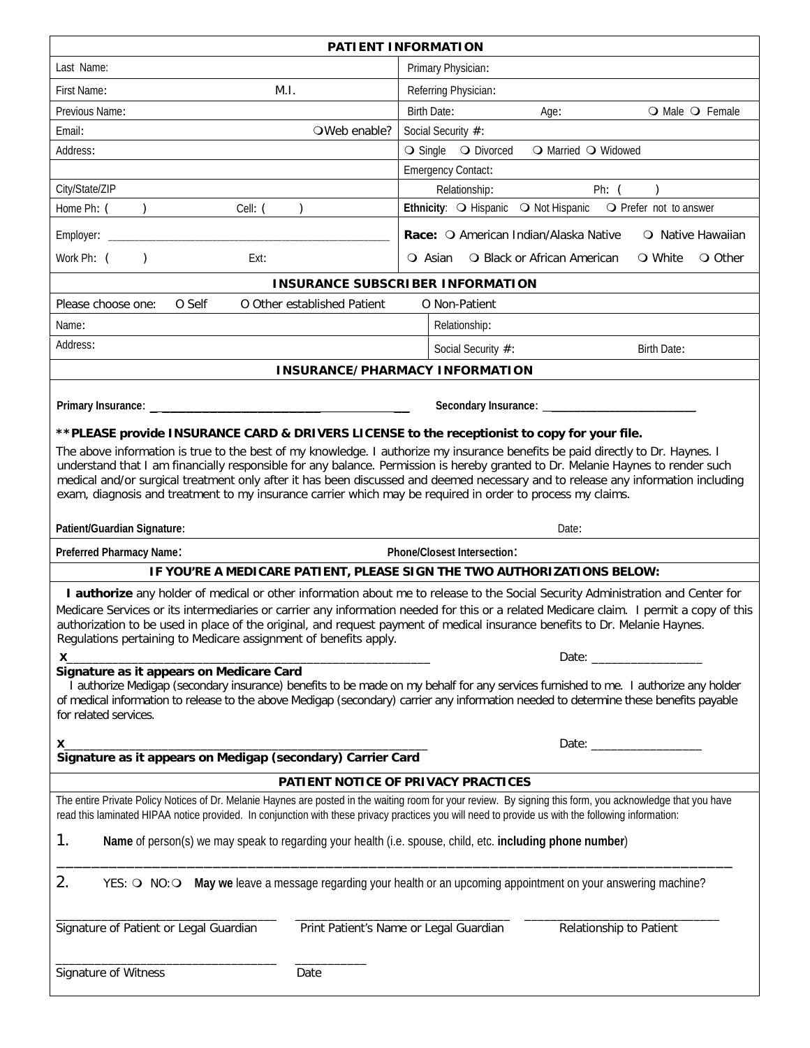## PATIENT INFORMATION

| | |
|---|---|
| Last Name: | Primary Physician: |
| First Name: M.I. | Referring Physician: |
| Previous Name: | Birth Date: Age: ❍ Male ❍ Female |
| Email: ❍Web enable? | Social Security #: |
| Address: | ❍ Single ❍ Divorced ❍ Married ❍ Widowed |
| | Emergency Contact: |
| City/State/ZIP | Relationship: Ph: ( ) |
| Home Ph: ( ) Cell: ( ) | **Ethnicity**: ❍ Hispanic ❍ Not Hispanic ❍ Prefer not to answer |
| Employer: ____________________________________________ | **Race:** ❍ American Indian/Alaska Native ❍ Native Hawaiian |
| Work Ph: ( ) Ext: | ❍ Asian ❍ Black or African American ❍ White ❍ Other |

## INSURANCE SUBSCRIBER INFORMATION

Please choose one: O Self O Other established Patient O Non-Patient

| | |
|---|---|
| Name: | Relationship: |
| Address: | Social Security #: Birth Date: |

## INSURANCE/PHARMACY INFORMATION

**Primary Insurance**: ________________________________ **Secondary Insurance**: ___________________________

****PLEASE provide INSURANCE CARD & DRIVERS LICENSE to the receptionist to copy for your file.**

The above information is true to the best of my knowledge. I authorize my insurance benefits be paid directly to Dr. Haynes. I understand that I am financially responsible for any balance. Permission is hereby granted to Dr. Melanie Haynes to render such medical and/or surgical treatment only after it has been discussed and deemed necessary and to release any information including exam, diagnosis and treatment to my insurance carrier which may be required in order to process my claims.

**Patient/Guardian Signature**: Date:

**Preferred Pharmacy Name**: **Phone/Closest Intersection**:

## IF YOU'RE A MEDICARE PATIENT, PLEASE SIGN THE TWO AUTHORIZATIONS BELOW:

**I authorize** any holder of medical or other information about me to release to the Social Security Administration and Center for Medicare Services or its intermediaries or carrier any information needed for this or a related Medicare claim. I permit a copy of this authorization to be used in place of the original, and request payment of medical insurance benefits to Dr. Melanie Haynes. Regulations pertaining to Medicare assignment of benefits apply.

**X**_______________________________________________________ Date: _________________

**Signature as it appears on Medicare Card**

I authorize Medigap (secondary insurance) benefits to be made on my behalf for any services furnished to me. I authorize any holder of medical information to release to the above Medigap (secondary) carrier any information needed to determine these benefits payable for related services.

**X**_______________________________________________________ Date: _________________

**Signature as it appears on Medigap (secondary) Carrier Card**

## PATIENT NOTICE OF PRIVACY PRACTICES

The entire Private Policy Notices of Dr. Melanie Haynes are posted in the waiting room for your review. By signing this form, you acknowledge that you have read this laminated HIPAA notice provided. In conjunction with these privacy practices you will need to provide us with the following information:

1. **Name** of person(s) we may speak to regarding your health (i.e. spouse, child, etc. **including phone number**)

_____________________________________________________________________________________________

2. YES: ❍ NO:❍ **May we** leave a message regarding your health or an upcoming appointment on your answering machine?

_________________________________ _________________________________ ______________________________

Signature of Patient or Legal Guardian Print Patient's Name or Legal Guardian Relationship to Patient

_________________________________ ___________

Signature of Witness Date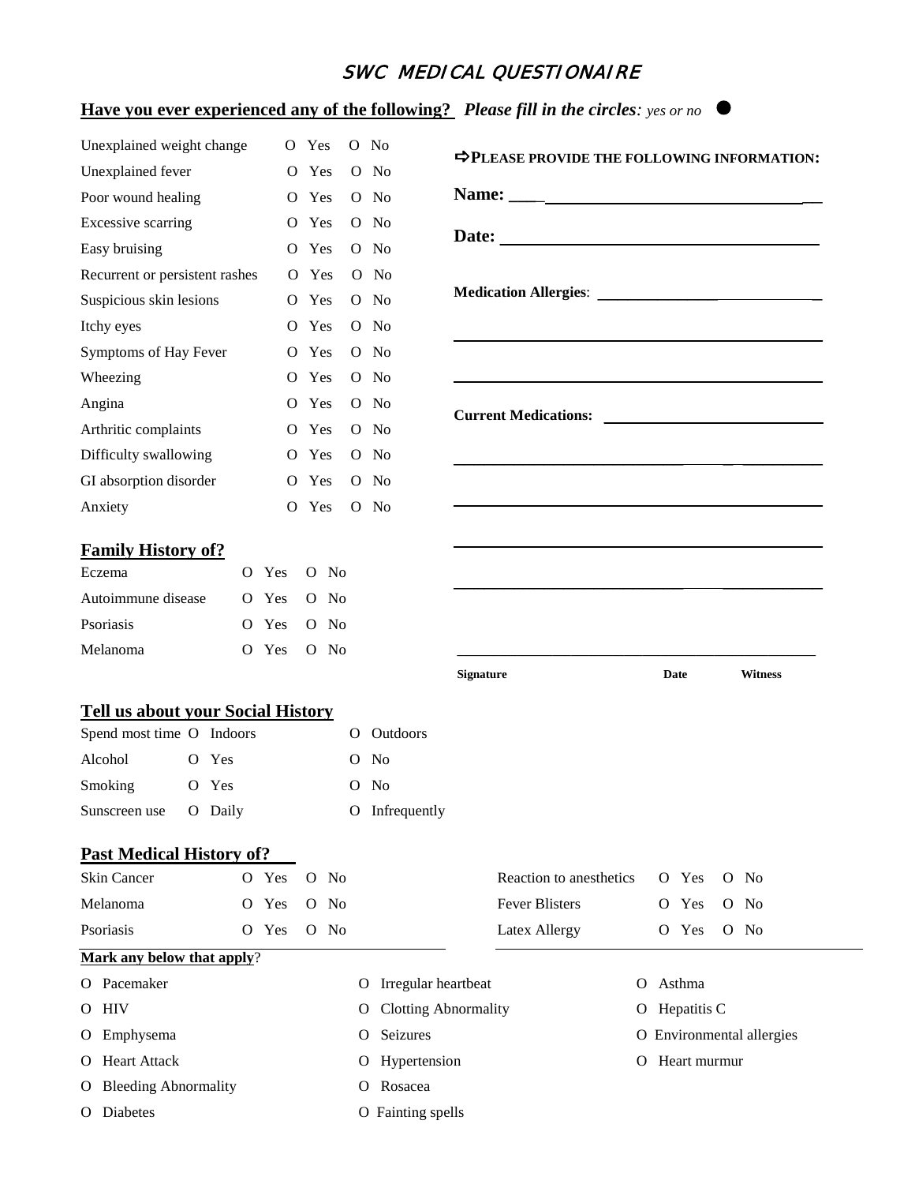# SWC MEDICAL QUESTIONAIRE

**Have you ever experienced any of the following?** ***Please fill in the circles****: yes or no* ●

| | | |
|---|---|---|
| Unexplained weight change | O Yes | O No |
| Unexplained fever | O Yes | O No |
| Poor wound healing | O Yes | O No |
| Excessive scarring | O Yes | O No |
| Easy bruising | O Yes | O No |
| Recurrent or persistent rashes | O Yes | O No |
| Suspicious skin lesions | O Yes | O No |
| Itchy eyes | O Yes | O No |
| Symptoms of Hay Fever | O Yes | O No |
| Wheezing | O Yes | O No |
| Angina | O Yes | O No |
| Arthritic complaints | O Yes | O No |
| Difficulty swallowing | O Yes | O No |
| GI absorption disorder | O Yes | O No |
| Anxiety | O Yes | O No |

**⇨PLEASE PROVIDE THE FOLLOWING INFORMATION:**

**Name:** ______________________________

**Date:** ______________________________

**Medication Allergies**: ______________________________

______________________________

______________________________

**Current Medications:** ______________________________

______________________________

______________________________

______________________________

______________________________

______________________________

**Signature** **Date** **Witness**

## Family History of?

| | | |
|---|---|---|
| Eczema | O Yes | O No |
| Autoimmune disease | O Yes | O No |
| Psoriasis | O Yes | O No |
| Melanoma | O Yes | O No |

## Tell us about your Social History

| | | |
|---|---|---|
| Spend most time | O Indoors | O Outdoors |
| Alcohol | O Yes | O No |
| Smoking | O Yes | O No |
| Sunscreen use | O Daily | O Infrequently |

## Past Medical History of?

| | | | | | |
|---|---|---|---|---|---|
| Skin Cancer | O Yes | O No | Reaction to anesthetics | O Yes | O No |
| Melanoma | O Yes | O No | Fever Blisters | O Yes | O No |
| Psoriasis | O Yes | O No | Latex Allergy | O Yes | O No |

**Mark any below that apply**?

| | | |
|---|---|---|
| O Pacemaker | O Irregular heartbeat | O Asthma |
| O HIV | O Clotting Abnormality | O Hepatitis C |
| O Emphysema | O Seizures | O Environmental allergies |
| O Heart Attack | O Hypertension | O Heart murmur |
| O Bleeding Abnormality | O Rosacea | |
| O Diabetes | O Fainting spells | |